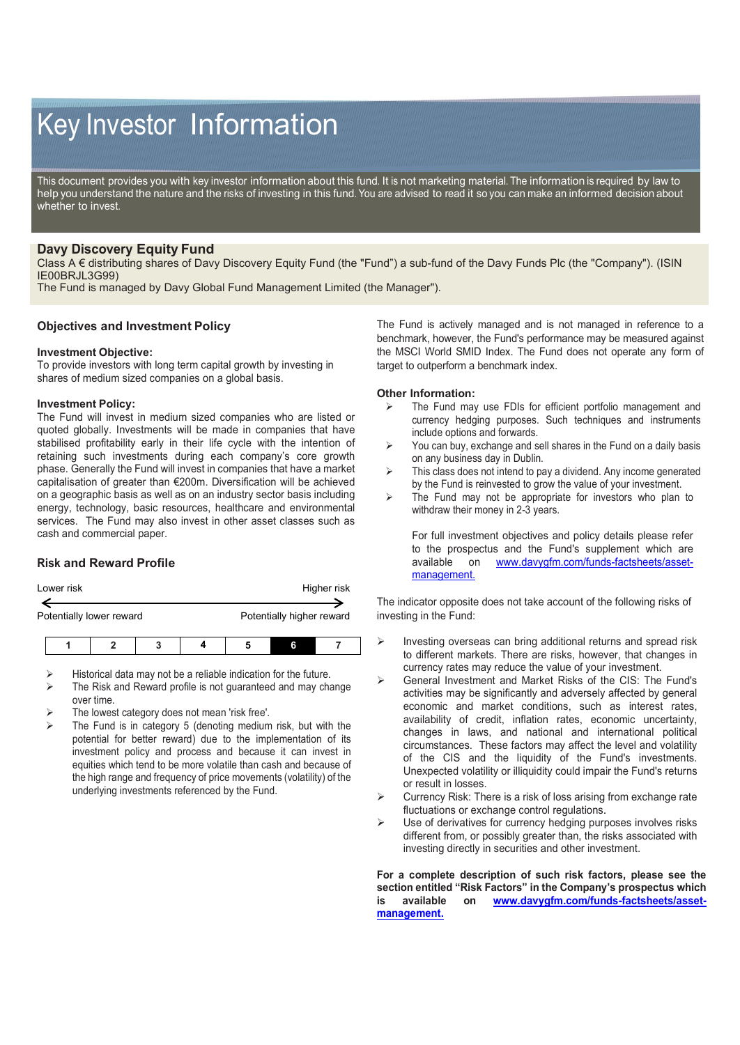# Key Investor Information

This document provides you with key investor information about this fund. It is not marketing material. The information is required by law to help you understand the nature and the risks of investing in this fund. You are advised to read it so you can make an informed decision about whether to invest.

## Davy Discovery Equity Fund

Class A € distributing shares of Davy Discovery Equity Fund (the "Fund") a sub-fund of the Davy Funds Plc (the "Company"). (ISIN IE00BRJL3G99)

The Fund is managed by Davy Global Fund Management Limited (the Manager").

### Objectives and Investment Policy

**Investment Objective:**

To provide investors with long term capital growth by investing in shares of medium sized companies on a global basis.

**Investment Policy:**

The Fund will invest in medium sized companies who are listed or quoted globally. Investments will be made in companies that have stabilised profitability early in their life cycle with the intention of retaining such investments during each company's core growth phase. Generally the Fund will invest in companies that have a market capitalisation of greater than €200m. Diversification will be achieved on a geographic basis as well as on an industry sector basis including energy, technology, basic resources, healthcare and environmental services. The Fund may also invest in other asset classes such as cash and commercial paper.

The Fund is actively managed and is not managed in reference to a benchmark, however, the Fund's performance may be measured against the MSCI World SMID Index. The Fund does not operate any form of target to outperform a benchmark index.

**Other Information:**

- The Fund may use FDIs for efficient portfolio management and currency hedging purposes. Such techniques and instruments include options and forwards.
- You can buy, exchange and sell shares in the Fund on a daily basis on any business day in Dublin.
- This class does not intend to pay a dividend. Any income generated by the Fund is reinvested to grow the value of your investment.
- The Fund may not be appropriate for investors who plan to withdraw their money in 2-3 years.

  For full investment objectives and policy details please refer to the prospectus and the Fund's supplement which are available on [www.davygfm.com/funds-factsheets/asset-management.](www.davygfm.com/funds-factsheets/asset-management)

### Risk and Reward Profile

Lower risk ← → Higher risk

Potentially lower reward — Potentially higher reward

| 1 | 2 | 3 | 4 | 5 | **6** | 7 |
|---|---|---|---|---|---|---|

- Historical data may not be a reliable indication for the future.
- The Risk and Reward profile is not guaranteed and may change over time.
- The lowest category does not mean 'risk free'.
- The Fund is in category 5 (denoting medium risk, but with the potential for better reward) due to the implementation of its investment policy and process and because it can invest in equities which tend to be more volatile than cash and because of the high range and frequency of price movements (volatility) of the underlying investments referenced by the Fund.

The indicator opposite does not take account of the following risks of investing in the Fund:

- Investing overseas can bring additional returns and spread risk to different markets. There are risks, however, that changes in currency rates may reduce the value of your investment.
- General Investment and Market Risks of the CIS: The Fund's activities may be significantly and adversely affected by general economic and market conditions, such as interest rates, availability of credit, inflation rates, economic uncertainty, changes in laws, and national and international political circumstances. These factors may affect the level and volatility of the CIS and the liquidity of the Fund's investments. Unexpected volatility or illiquidity could impair the Fund's returns or result in losses.
- Currency Risk: There is a risk of loss arising from exchange rate fluctuations or exchange control regulations.
- Use of derivatives for currency hedging purposes involves risks different from, or possibly greater than, the risks associated with investing directly in securities and other investment.

**For a complete description of such risk factors, please see the section entitled "Risk Factors" in the Company's prospectus which is available on [www.davygfm.com/funds-factsheets/asset-management.](www.davygfm.com/funds-factsheets/asset-management)**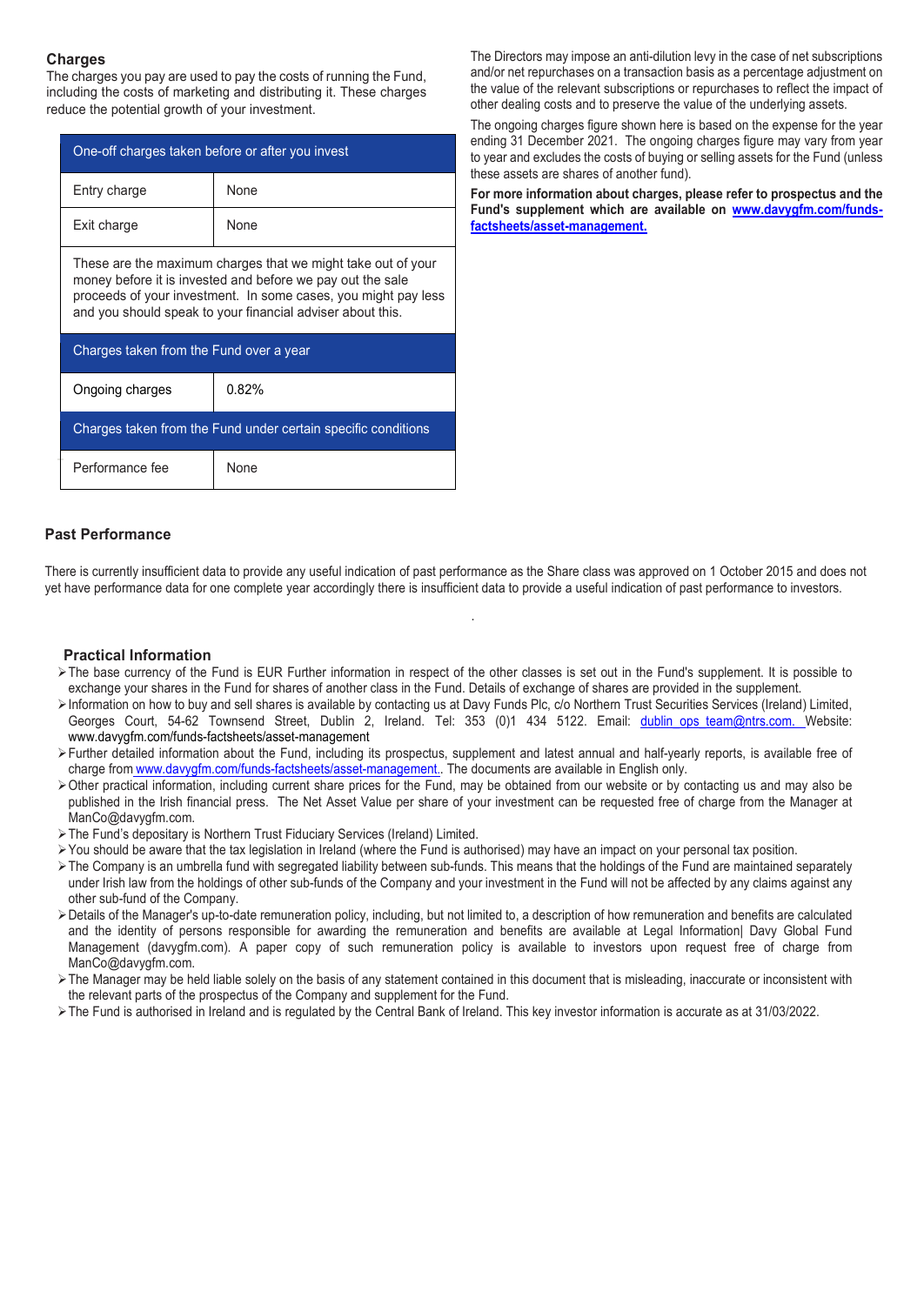## Charges

The charges you pay are used to pay the costs of running the Fund, including the costs of marketing and distributing it. These charges reduce the potential growth of your investment.

| One-off charges taken before or after you invest | |
|---|---|
| Entry charge | None |
| Exit charge | None |
| These are the maximum charges that we might take out of your money before it is invested and before we pay out the sale proceeds of your investment. In some cases, you might pay less and you should speak to your financial adviser about this. | |
| **Charges taken from the Fund over a year** | |
| Ongoing charges | 0.82% |
| **Charges taken from the Fund under certain specific conditions** | |
| Performance fee | None |

The Directors may impose an anti-dilution levy in the case of net subscriptions and/or net repurchases on a transaction basis as a percentage adjustment on the value of the relevant subscriptions or repurchases to reflect the impact of other dealing costs and to preserve the value of the underlying assets.

The ongoing charges figure shown here is based on the expense for the year ending 31 December 2021. The ongoing charges figure may vary from year to year and excludes the costs of buying or selling assets for the Fund (unless these assets are shares of another fund).

**For more information about charges, please refer to prospectus and the Fund's supplement which are available on www.davygfm.com/funds-factsheets/asset-management.**

## Past Performance

There is currently insufficient data to provide any useful indication of past performance as the Share class was approved on 1 October 2015 and does not yet have performance data for one complete year accordingly there is insufficient data to provide a useful indication of past performance to investors.

## Practical Information

- The base currency of the Fund is EUR Further information in respect of the other classes is set out in the Fund's supplement. It is possible to exchange your shares in the Fund for shares of another class in the Fund. Details of exchange of shares are provided in the supplement.
- Information on how to buy and sell shares is available by contacting us at Davy Funds Plc, c/o Northern Trust Securities Services (Ireland) Limited, Georges Court, 54-62 Townsend Street, Dublin 2, Ireland. Tel: 353 (0)1 434 5122. Email: dublin_ops_team@ntrs.com. Website: www.davygfm.com/funds-factsheets/asset-management
- Further detailed information about the Fund, including its prospectus, supplement and latest annual and half-yearly reports, is available free of charge from www.davygfm.com/funds-factsheets/asset-management.. The documents are available in English only.
- Other practical information, including current share prices for the Fund, may be obtained from our website or by contacting us and may also be published in the Irish financial press. The Net Asset Value per share of your investment can be requested free of charge from the Manager at ManCo@davygfm.com.
- The Fund's depositary is Northern Trust Fiduciary Services (Ireland) Limited.
- You should be aware that the tax legislation in Ireland (where the Fund is authorised) may have an impact on your personal tax position.
- The Company is an umbrella fund with segregated liability between sub-funds. This means that the holdings of the Fund are maintained separately under Irish law from the holdings of other sub-funds of the Company and your investment in the Fund will not be affected by any claims against any other sub-fund of the Company.
- Details of the Manager's up-to-date remuneration policy, including, but not limited to, a description of how remuneration and benefits are calculated and the identity of persons responsible for awarding the remuneration and benefits are available at Legal Information| Davy Global Fund Management (davygfm.com). A paper copy of such remuneration policy is available to investors upon request free of charge from ManCo@davygfm.com.
- The Manager may be held liable solely on the basis of any statement contained in this document that is misleading, inaccurate or inconsistent with the relevant parts of the prospectus of the Company and supplement for the Fund.
- The Fund is authorised in Ireland and is regulated by the Central Bank of Ireland. This key investor information is accurate as at 31/03/2022.